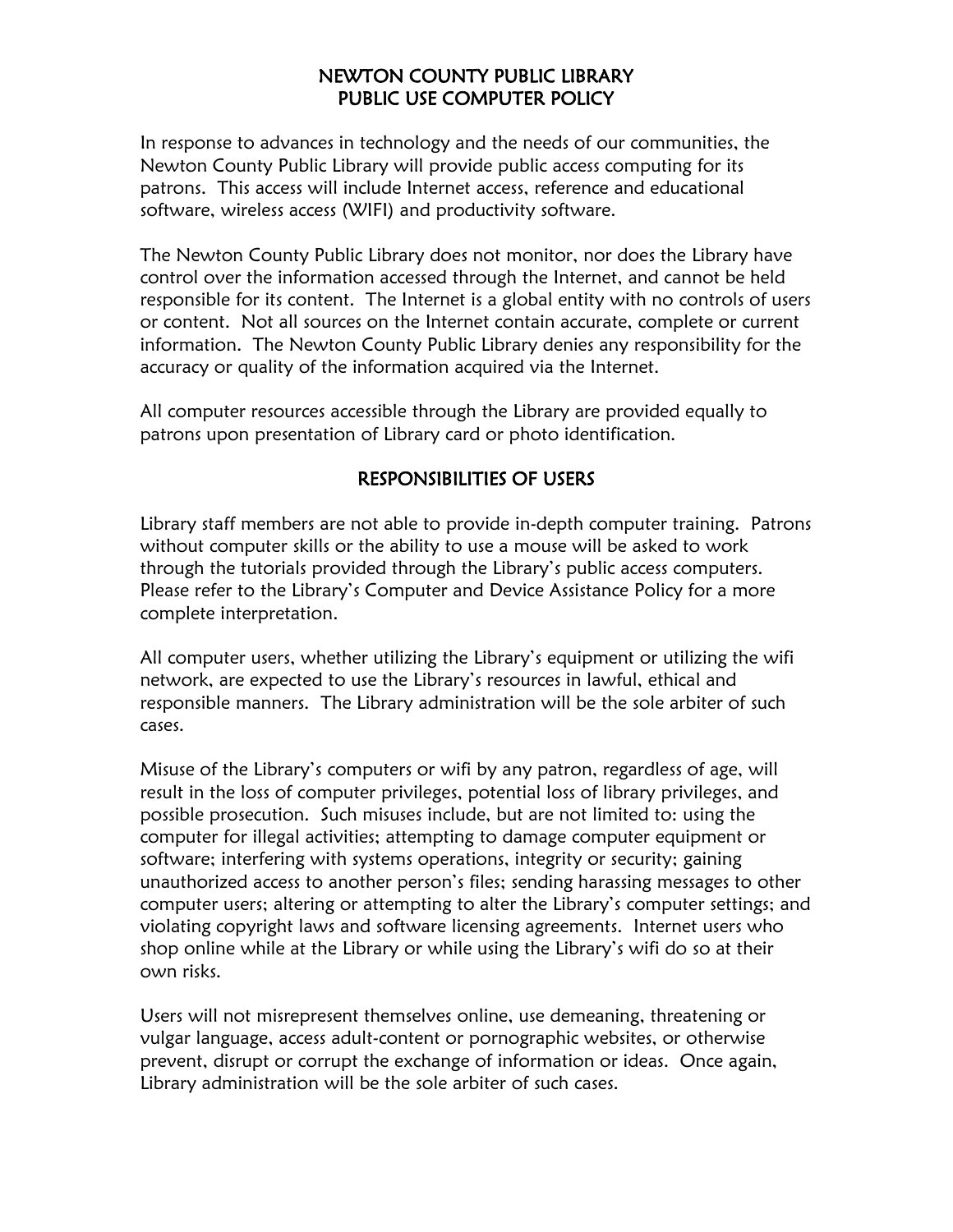# NEWTON COUNTY PUBLIC LIBRARY
# PUBLIC USE COMPUTER POLICY

In response to advances in technology and the needs of our communities, the Newton County Public Library will provide public access computing for its patrons. This access will include Internet access, reference and educational software, wireless access (WIFI) and productivity software.

The Newton County Public Library does not monitor, nor does the Library have control over the information accessed through the Internet, and cannot be held responsible for its content. The Internet is a global entity with no controls of users or content. Not all sources on the Internet contain accurate, complete or current information. The Newton County Public Library denies any responsibility for the accuracy or quality of the information acquired via the Internet.

All computer resources accessible through the Library are provided equally to patrons upon presentation of Library card or photo identification.

## RESPONSIBILITIES OF USERS

Library staff members are not able to provide in-depth computer training. Patrons without computer skills or the ability to use a mouse will be asked to work through the tutorials provided through the Library's public access computers. Please refer to the Library's Computer and Device Assistance Policy for a more complete interpretation.

All computer users, whether utilizing the Library's equipment or utilizing the wifi network, are expected to use the Library's resources in lawful, ethical and responsible manners. The Library administration will be the sole arbiter of such cases.

Misuse of the Library's computers or wifi by any patron, regardless of age, will result in the loss of computer privileges, potential loss of library privileges, and possible prosecution. Such misuses include, but are not limited to: using the computer for illegal activities; attempting to damage computer equipment or software; interfering with systems operations, integrity or security; gaining unauthorized access to another person's files; sending harassing messages to other computer users; altering or attempting to alter the Library's computer settings; and violating copyright laws and software licensing agreements. Internet users who shop online while at the Library or while using the Library's wifi do so at their own risks.

Users will not misrepresent themselves online, use demeaning, threatening or vulgar language, access adult-content or pornographic websites, or otherwise prevent, disrupt or corrupt the exchange of information or ideas. Once again, Library administration will be the sole arbiter of such cases.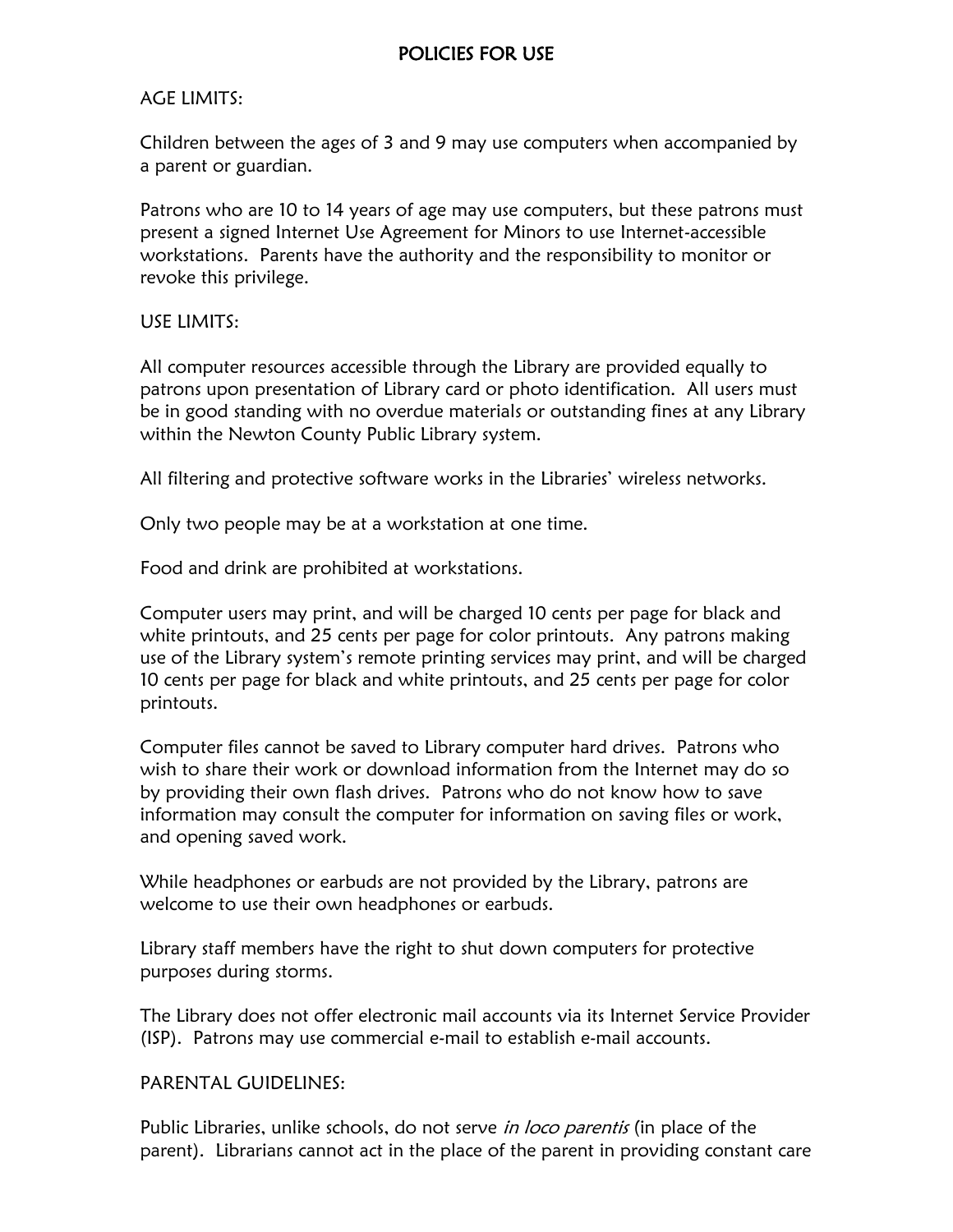## POLICIES FOR USE

AGE LIMITS:

Children between the ages of 3 and 9 may use computers when accompanied by a parent or guardian.

Patrons who are 10 to 14 years of age may use computers, but these patrons must present a signed Internet Use Agreement for Minors to use Internet-accessible workstations. Parents have the authority and the responsibility to monitor or revoke this privilege.

USE LIMITS:

All computer resources accessible through the Library are provided equally to patrons upon presentation of Library card or photo identification. All users must be in good standing with no overdue materials or outstanding fines at any Library within the Newton County Public Library system.

All filtering and protective software works in the Libraries' wireless networks.

Only two people may be at a workstation at one time.

Food and drink are prohibited at workstations.

Computer users may print, and will be charged 10 cents per page for black and white printouts, and 25 cents per page for color printouts. Any patrons making use of the Library system's remote printing services may print, and will be charged 10 cents per page for black and white printouts, and 25 cents per page for color printouts.

Computer files cannot be saved to Library computer hard drives. Patrons who wish to share their work or download information from the Internet may do so by providing their own flash drives. Patrons who do not know how to save information may consult the computer for information on saving files or work, and opening saved work.

While headphones or earbuds are not provided by the Library, patrons are welcome to use their own headphones or earbuds.

Library staff members have the right to shut down computers for protective purposes during storms.

The Library does not offer electronic mail accounts via its Internet Service Provider (ISP). Patrons may use commercial e-mail to establish e-mail accounts.

PARENTAL GUIDELINES:

Public Libraries, unlike schools, do not serve *in loco parentis* (in place of the parent). Librarians cannot act in the place of the parent in providing constant care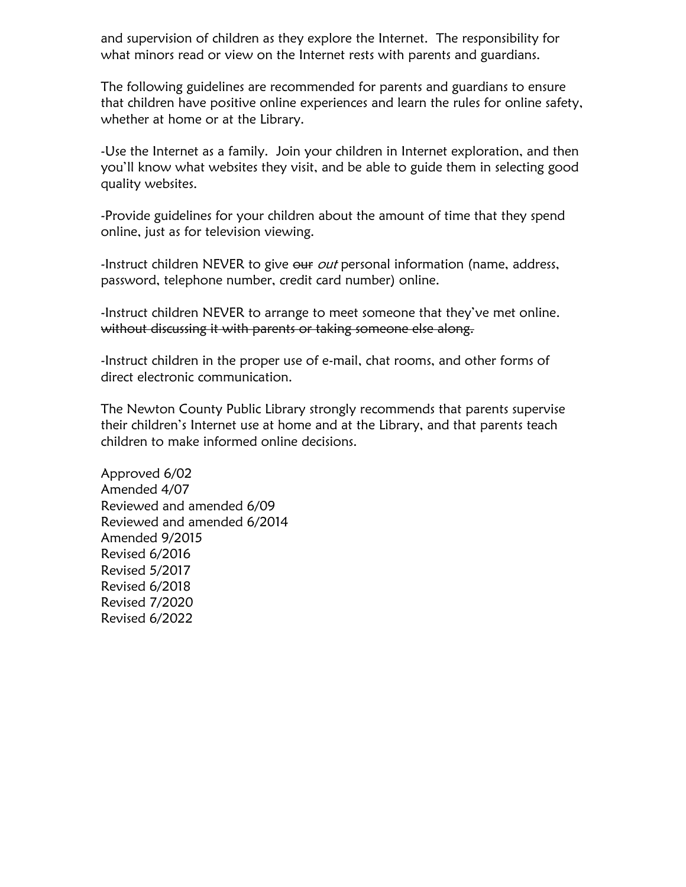and supervision of children as they explore the Internet. The responsibility for what minors read or view on the Internet rests with parents and guardians.

The following guidelines are recommended for parents and guardians to ensure that children have positive online experiences and learn the rules for online safety, whether at home or at the Library.

-Use the Internet as a family. Join your children in Internet exploration, and then you'll know what websites they visit, and be able to guide them in selecting good quality websites.

-Provide guidelines for your children about the amount of time that they spend online, just as for television viewing.

-Instruct children NEVER to give ~~our~~ *out* personal information (name, address, password, telephone number, credit card number) online.

-Instruct children NEVER to arrange to meet someone that they've met online. ~~without discussing it with parents or taking someone else along.~~

-Instruct children in the proper use of e-mail, chat rooms, and other forms of direct electronic communication.

The Newton County Public Library strongly recommends that parents supervise their children's Internet use at home and at the Library, and that parents teach children to make informed online decisions.

Approved 6/02
Amended 4/07
Reviewed and amended 6/09
Reviewed and amended 6/2014
Amended 9/2015
Revised 6/2016
Revised 5/2017
Revised 6/2018
Revised 7/2020
Revised 6/2022